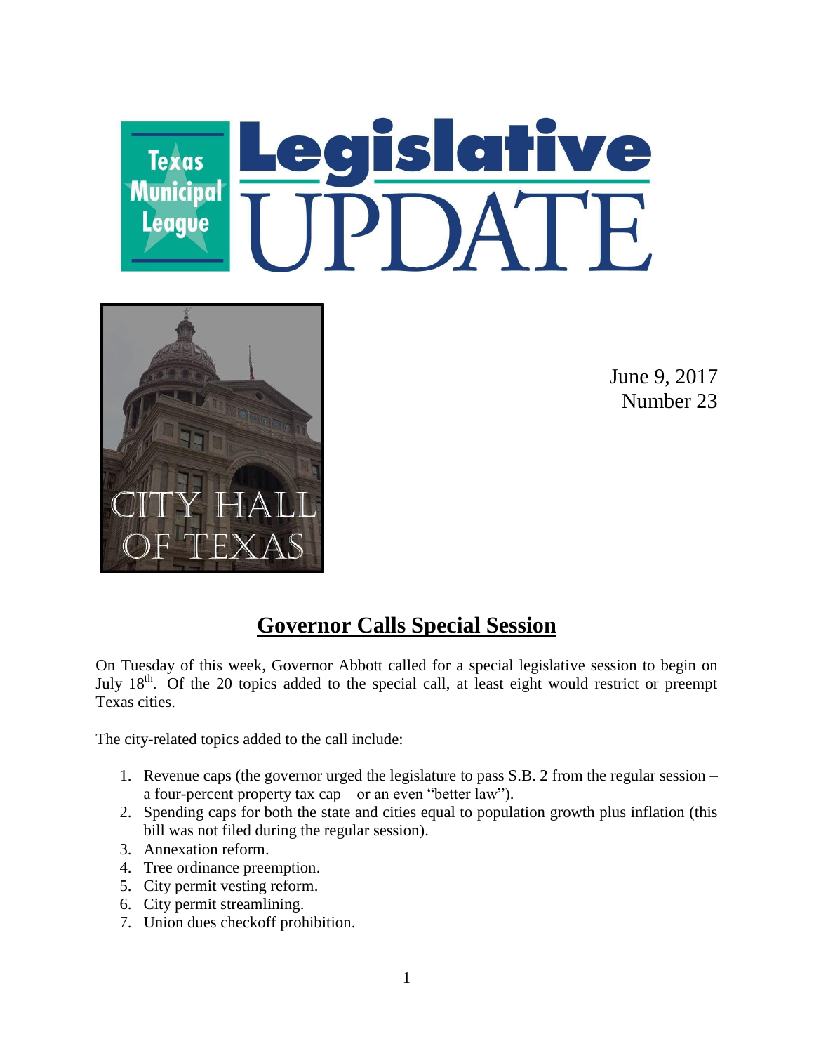# Texas Municipal League Legislative UPDATE

June 9, 2017
Number 23

## Governor Calls Special Session

On Tuesday of this week, Governor Abbott called for a special legislative session to begin on July 18th. Of the 20 topics added to the special call, at least eight would restrict or preempt Texas cities.

The city-related topics added to the call include:

1. Revenue caps (the governor urged the legislature to pass S.B. 2 from the regular session – a four-percent property tax cap – or an even "better law").
2. Spending caps for both the state and cities equal to population growth plus inflation (this bill was not filed during the regular session).
3. Annexation reform.
4. Tree ordinance preemption.
5. City permit vesting reform.
6. City permit streamlining.
7. Union dues checkoff prohibition.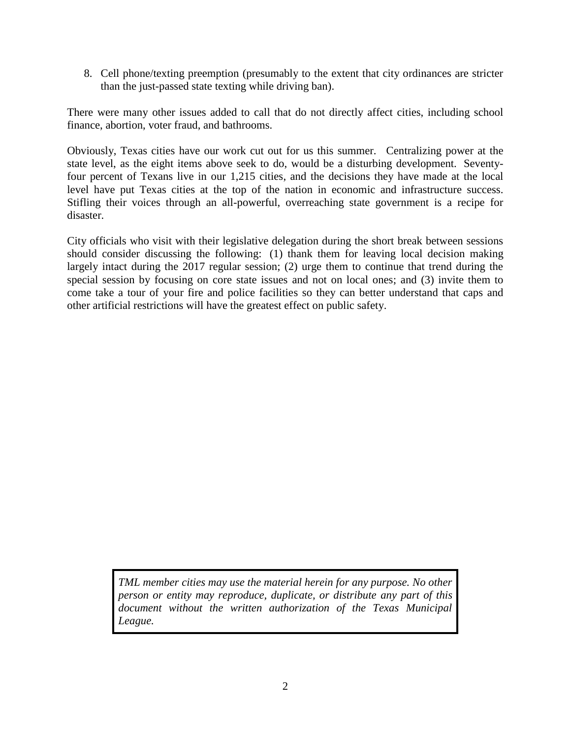8. Cell phone/texting preemption (presumably to the extent that city ordinances are stricter than the just-passed state texting while driving ban).

There were many other issues added to call that do not directly affect cities, including school finance, abortion, voter fraud, and bathrooms.

Obviously, Texas cities have our work cut out for us this summer. Centralizing power at the state level, as the eight items above seek to do, would be a disturbing development. Seventy-four percent of Texans live in our 1,215 cities, and the decisions they have made at the local level have put Texas cities at the top of the nation in economic and infrastructure success. Stifling their voices through an all-powerful, overreaching state government is a recipe for disaster.

City officials who visit with their legislative delegation during the short break between sessions should consider discussing the following: (1) thank them for leaving local decision making largely intact during the 2017 regular session; (2) urge them to continue that trend during the special session by focusing on core state issues and not on local ones; and (3) invite them to come take a tour of your fire and police facilities so they can better understand that caps and other artificial restrictions will have the greatest effect on public safety.

*TML member cities may use the material herein for any purpose. No other person or entity may reproduce, duplicate, or distribute any part of this document without the written authorization of the Texas Municipal League.*